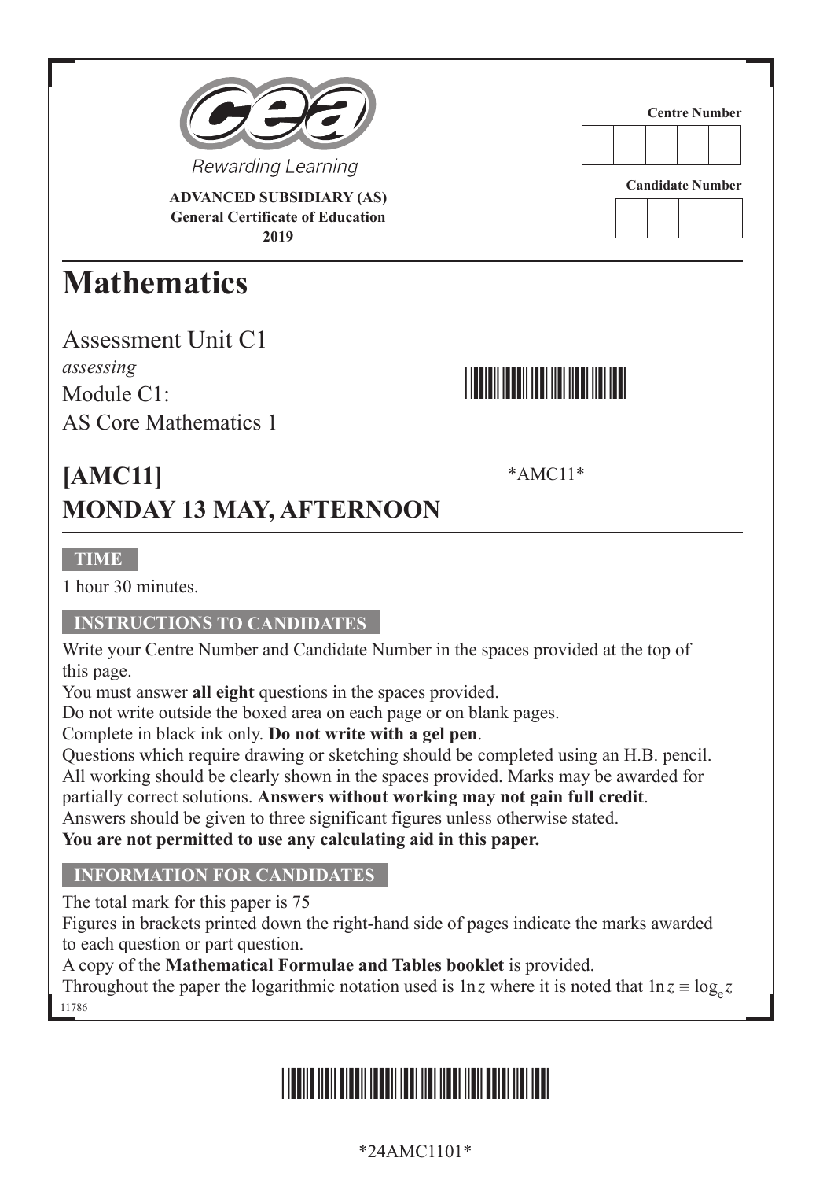Rewarding Learning

**ADVANCED SUBSIDIARY (AS)**
**General Certificate of Education**
**2019**

Centre Number

Candidate Number

# Mathematics

Assessment Unit C1
*assessing*
Module C1:
AS Core Mathematics 1

## [AMC11]

*AMC11*

## MONDAY 13 MAY, AFTERNOON

**TIME**

1 hour 30 minutes.

**INSTRUCTIONS TO CANDIDATES**

Write your Centre Number and Candidate Number in the spaces provided at the top of this page.
You must answer **all eight** questions in the spaces provided.
Do not write outside the boxed area on each page or on blank pages.
Complete in black ink only. **Do not write with a gel pen**.
Questions which require drawing or sketching should be completed using an H.B. pencil.
All working should be clearly shown in the spaces provided. Marks may be awarded for partially correct solutions. **Answers without working may not gain full credit**.
Answers should be given to three significant figures unless otherwise stated.
**You are not permitted to use any calculating aid in this paper.**

**INFORMATION FOR CANDIDATES**

The total mark for this paper is 75
Figures in brackets printed down the right-hand side of pages indicate the marks awarded to each question or part question.
A copy of the **Mathematical Formulae and Tables booklet** is provided.
Throughout the paper the logarithmic notation used is $\ln z$ where it is noted that $\ln z \equiv \log_e z$

11786

*24AMC1101*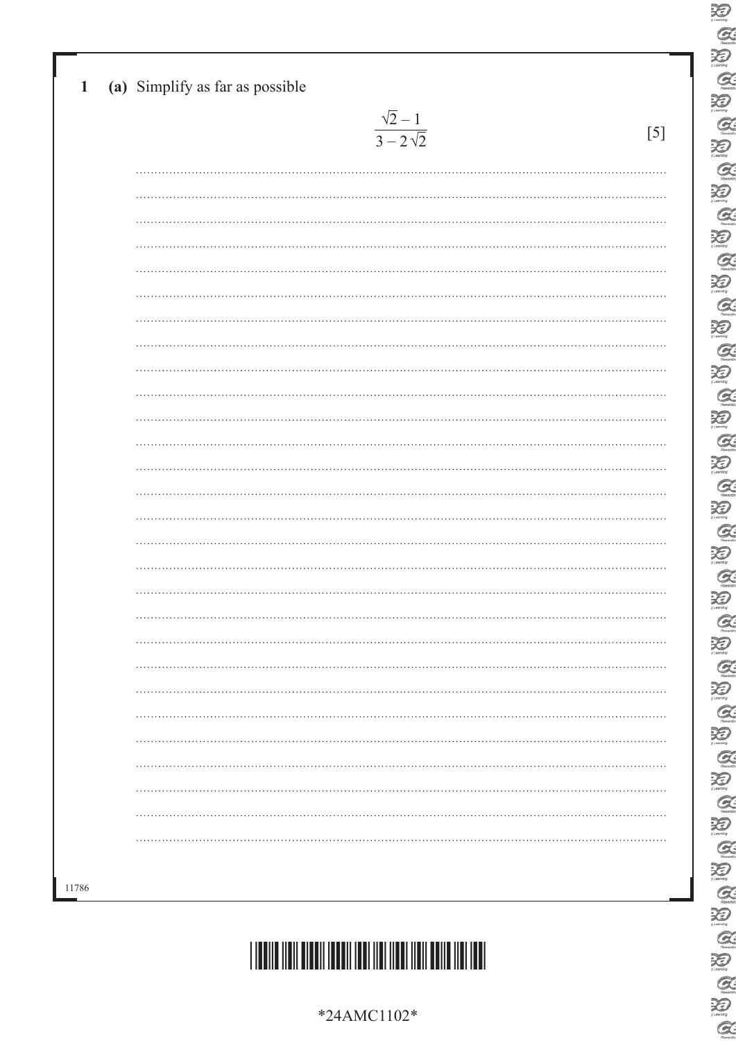**1 (a)** Simplify as far as possible

$$\frac{\sqrt{2}-1}{3-2\sqrt{2}}$$

[5]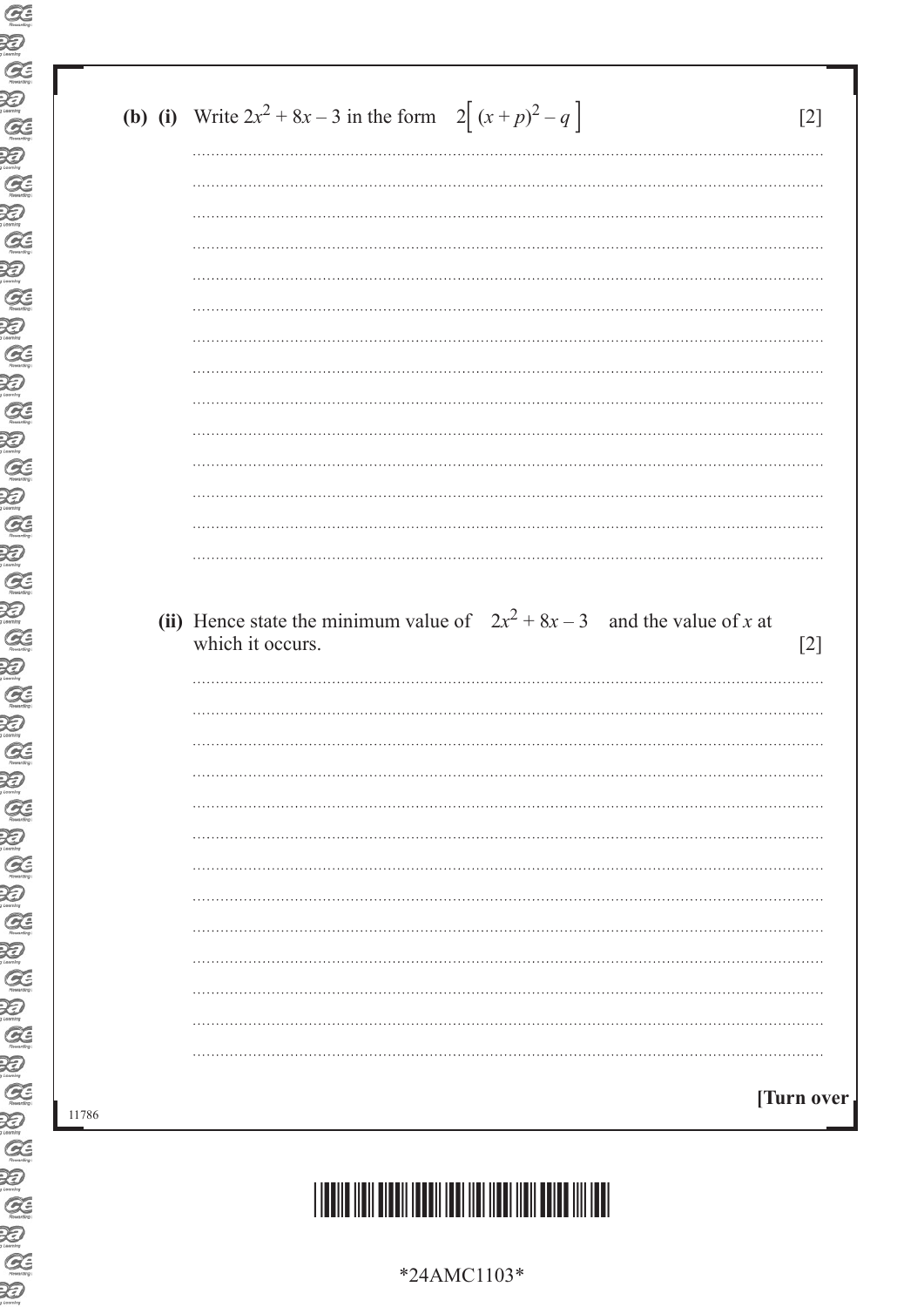**(b) (i)** Write $2x^2 + 8x - 3$ in the form $2\left[(x+p)^2 - q\right]$ [2]

**(ii)** Hence state the minimum value of $2x^2 + 8x - 3$ and the value of $x$ at which it occurs. [2]

**[Turn over**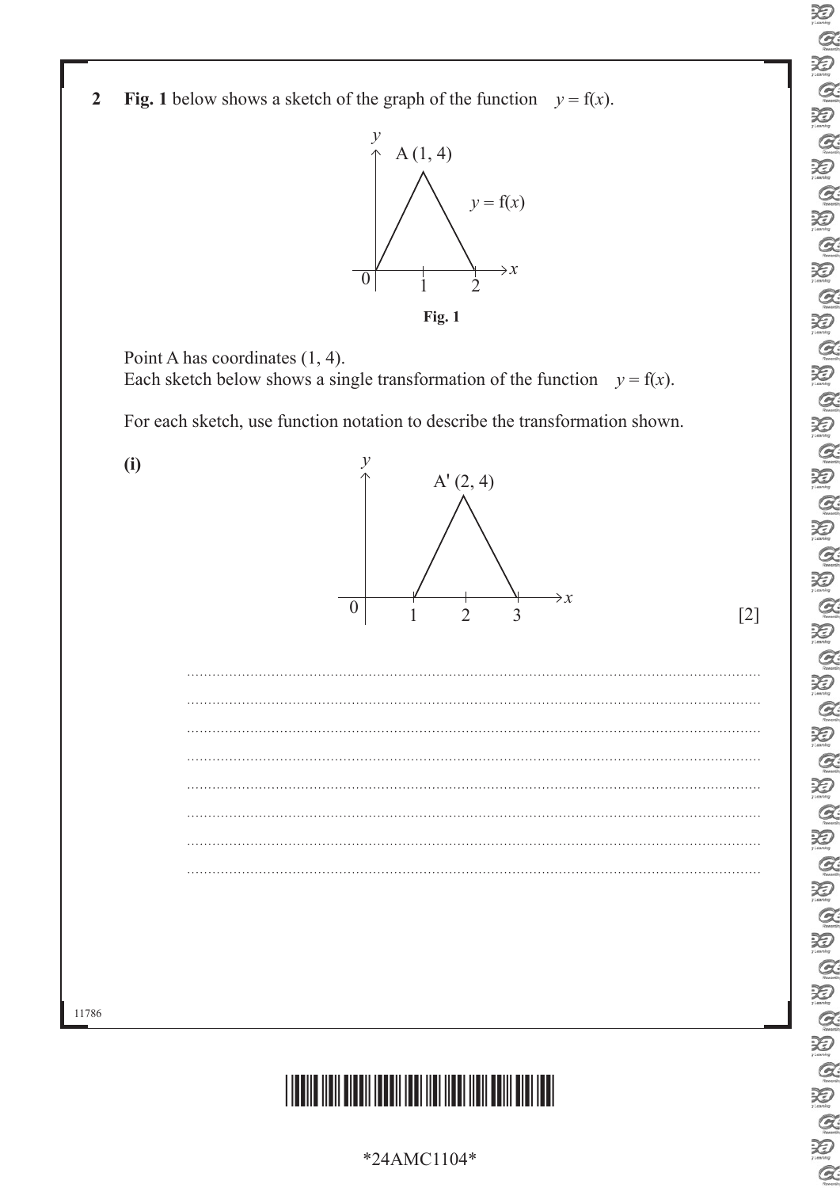**2** **Fig. 1** below shows a sketch of the graph of the function $y = f(x)$.

**Fig. 1**

Point A has coordinates (1, 4).
Each sketch below shows a single transformation of the function $y = f(x)$.

For each sketch, use function notation to describe the transformation shown.

**(i)** [2]

...............................................................................................................................

...............................................................................................................................

...............................................................................................................................

...............................................................................................................................

...............................................................................................................................

...............................................................................................................................

...............................................................................................................................

...............................................................................................................................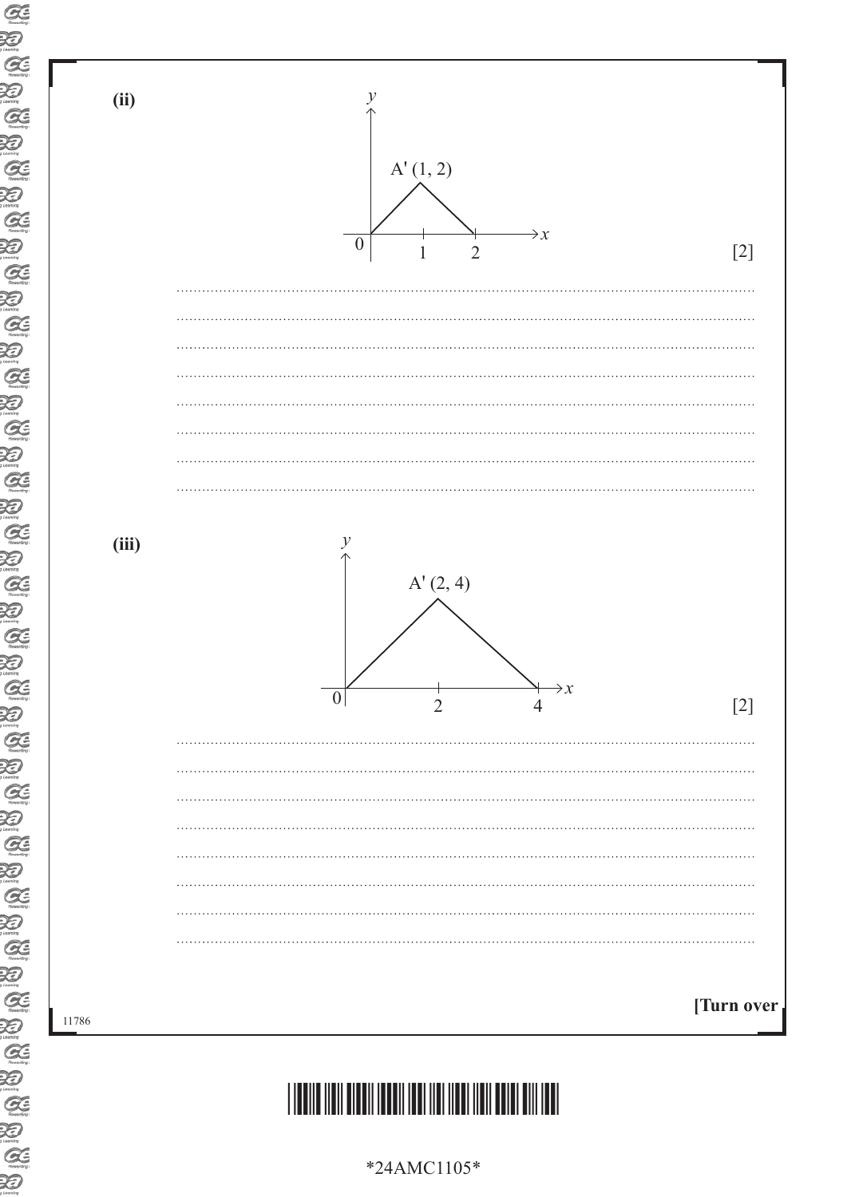**(ii)**

A′ (1, 2)

0, 1, 2, $x$, $y$

[2]

..................................................................................................................................................

..................................................................................................................................................

..................................................................................................................................................

..................................................................................................................................................

..................................................................................................................................................

..................................................................................................................................................

..................................................................................................................................................

..................................................................................................................................................

**(iii)**

A′ (2, 4)

0, 2, 4, $x$, $y$

[2]

..................................................................................................................................................

..................................................................................................................................................

..................................................................................................................................................

..................................................................................................................................................

..................................................................................................................................................

..................................................................................................................................................

..................................................................................................................................................

..................................................................................................................................................

**[Turn over**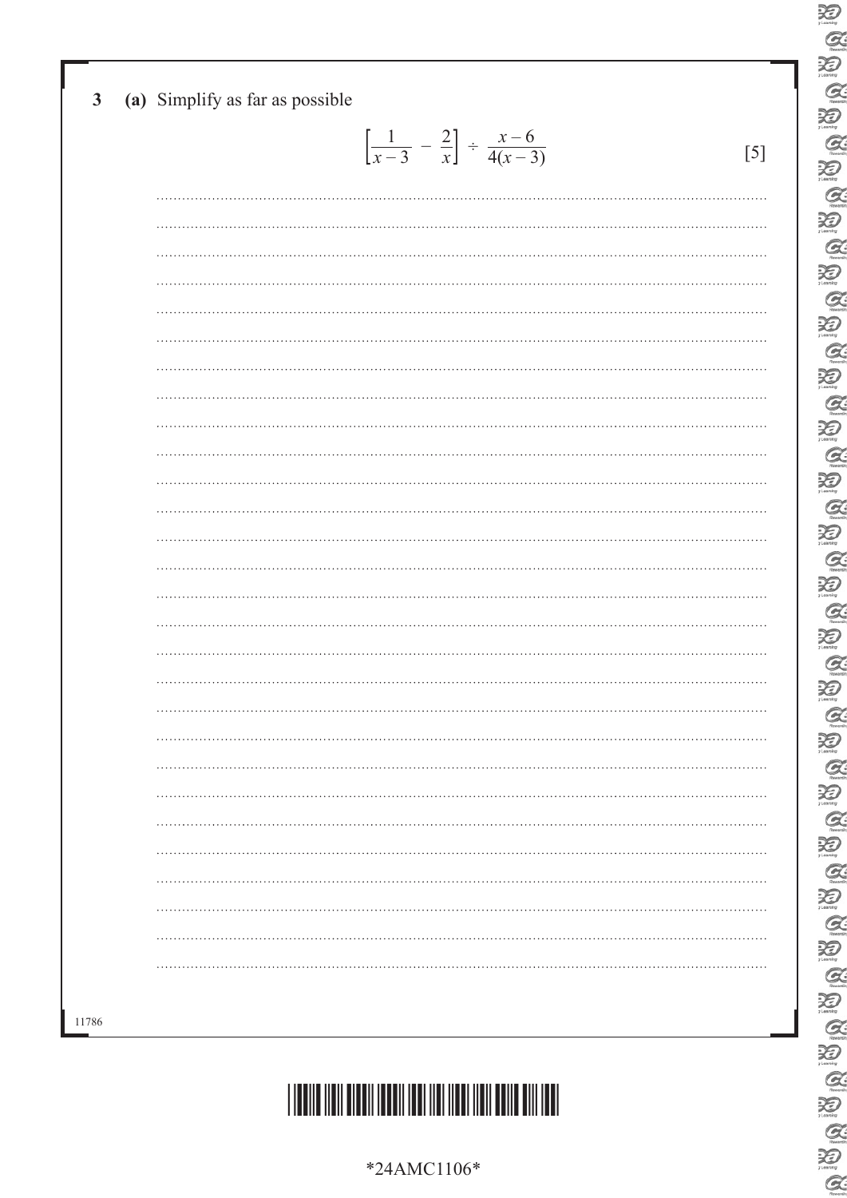**3 (a)** Simplify as far as possible

$$\left[\frac{1}{x-3} - \frac{2}{x}\right] \div \frac{x-6}{4(x-3)}$$

[5]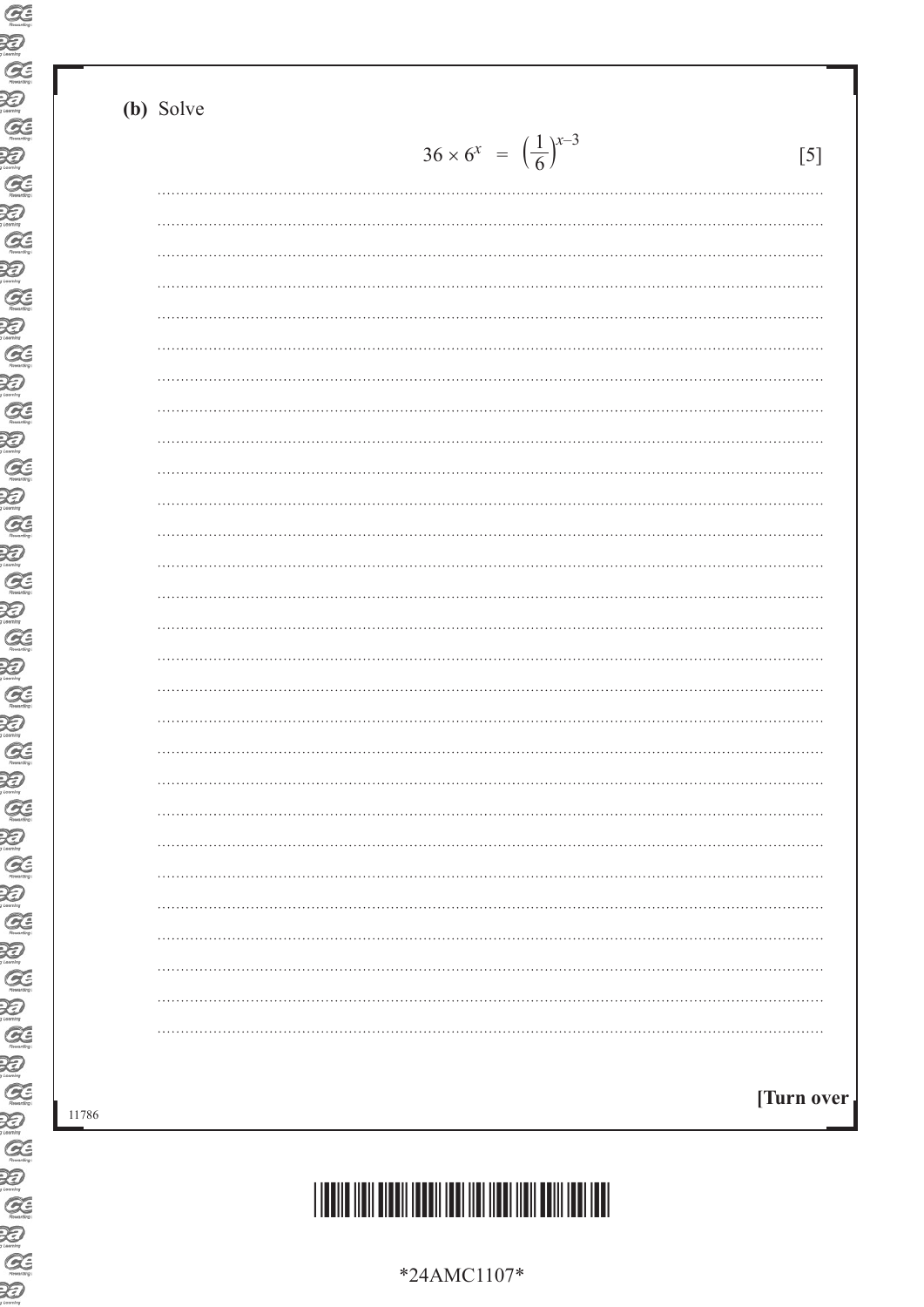(b) Solve

$$36 \times 6^x = \left(\frac{1}{6}\right)^{x-3}$$ [5]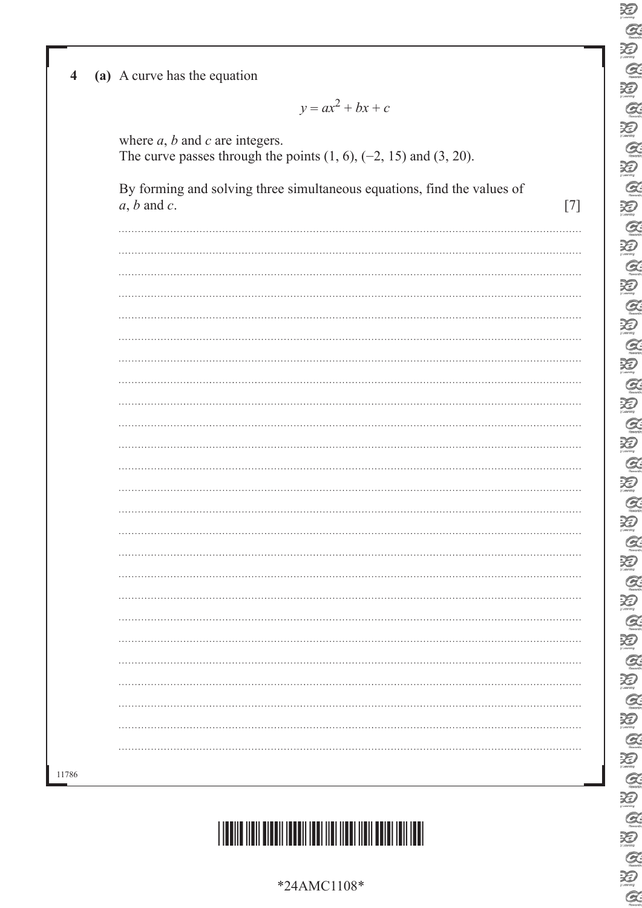**4** **(a)** A curve has the equation

$$y = ax^2 + bx + c$$

where $a$, $b$ and $c$ are integers.
The curve passes through the points $(1, 6)$, $(-2, 15)$ and $(3, 20)$.

By forming and solving three simultaneous equations, find the values of $a$, $b$ and $c$. [7]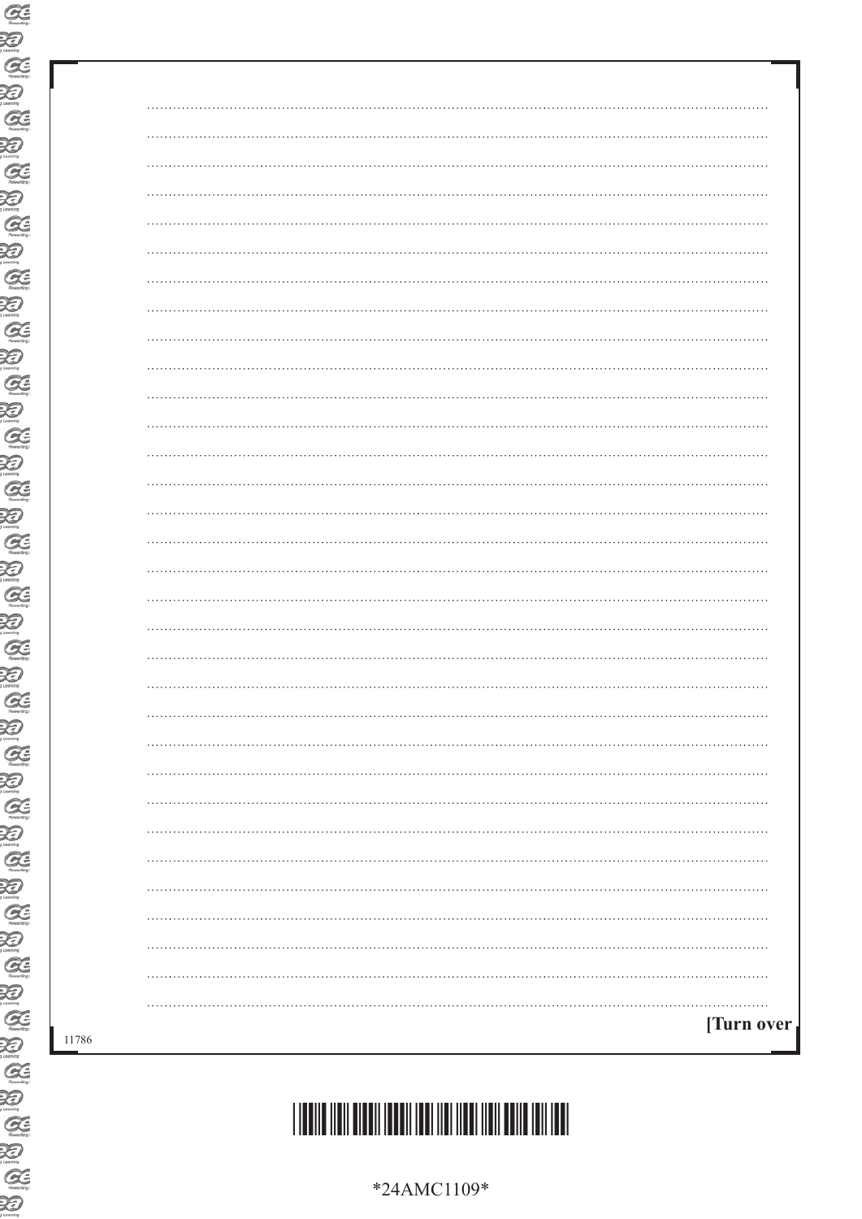[Turn over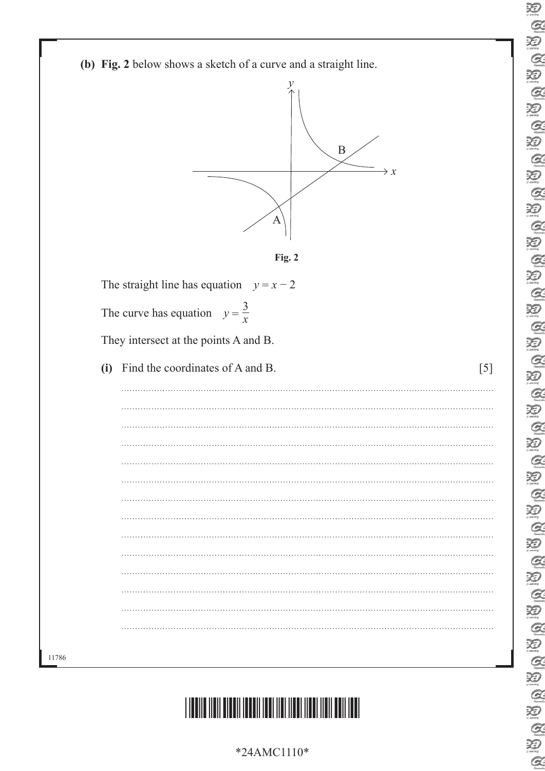**(b)** **Fig. 2** below shows a sketch of a curve and a straight line.

**Fig. 2**

The straight line has equation $y = x - 2$

The curve has equation $y = \dfrac{3}{x}$

They intersect at the points A and B.

**(i)** Find the coordinates of A and B. [5]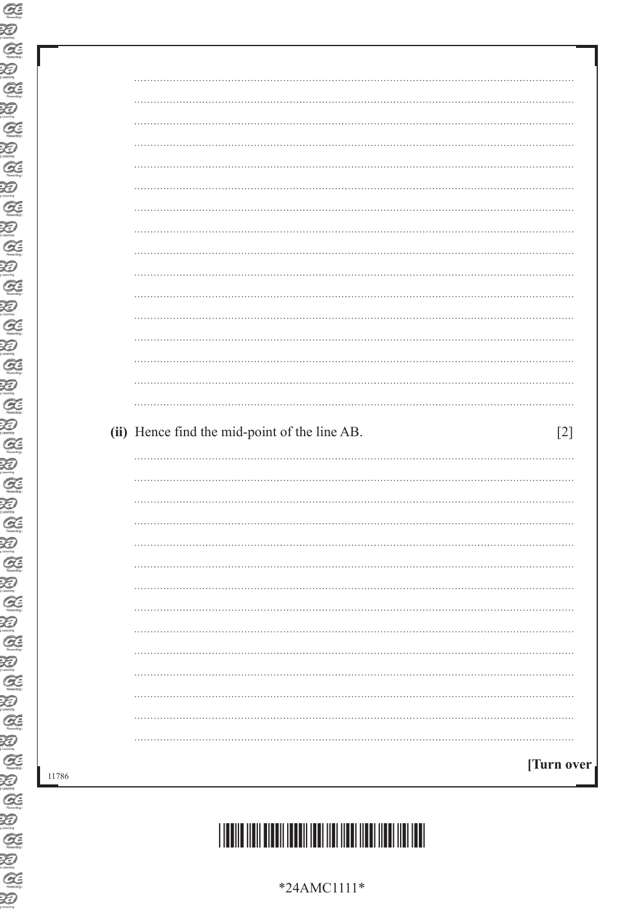(ii) Hence find the mid-point of the line AB. [2]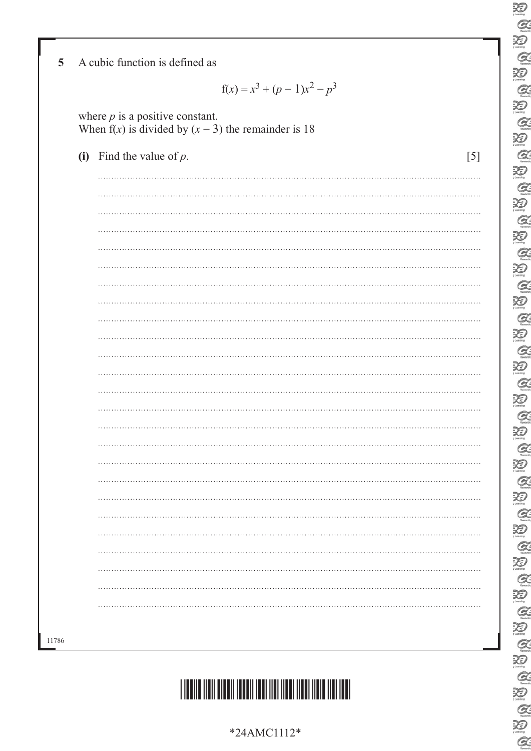**5** A cubic function is defined as

$$f(x) = x^3 + (p - 1)x^2 - p^3$$

where $p$ is a positive constant.
When $f(x)$ is divided by $(x - 3)$ the remainder is 18

**(i)** Find the value of $p$. [5]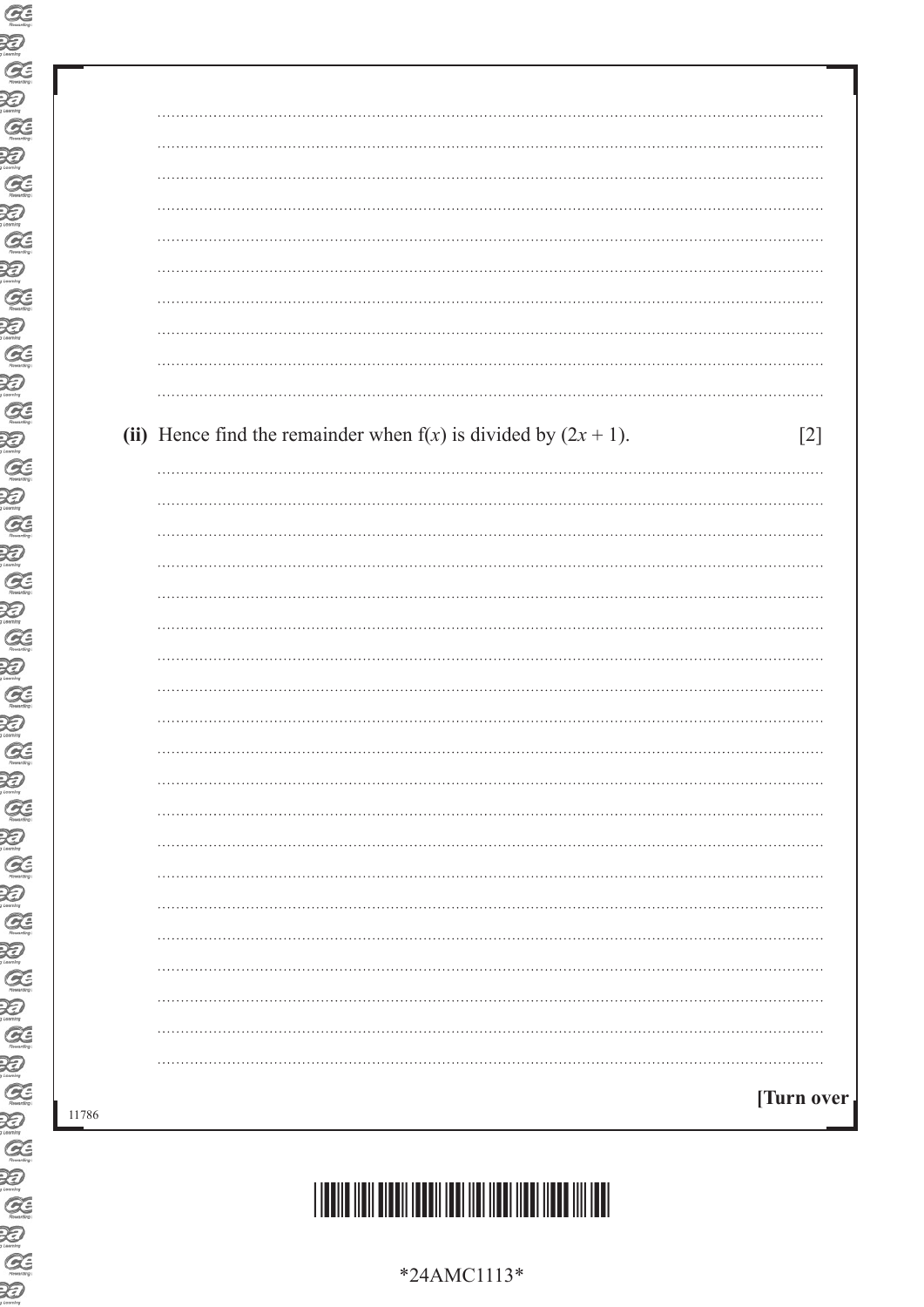**(ii)** Hence find the remainder when $f(x)$ is divided by $(2x + 1)$. [2]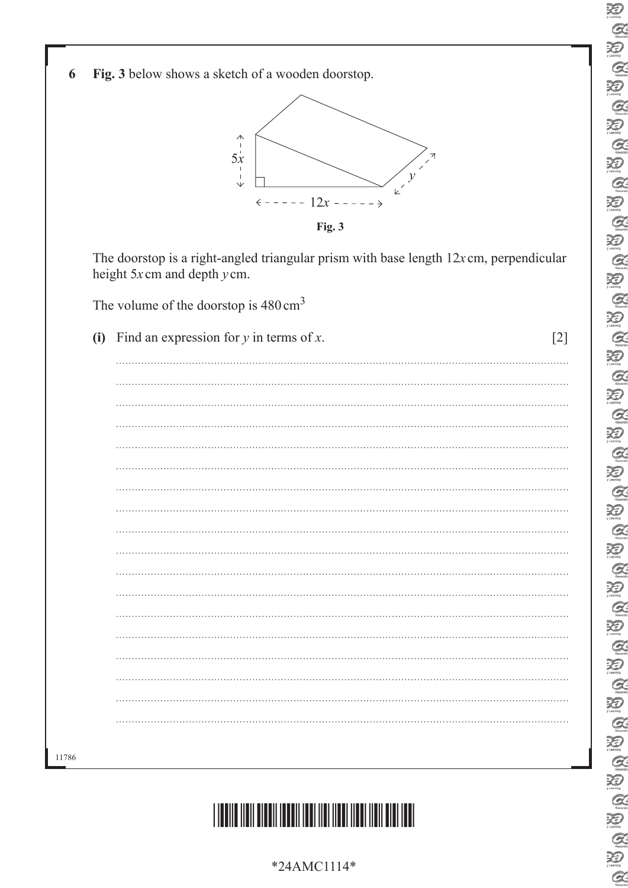**6** **Fig. 3** below shows a sketch of a wooden doorstop.

**Fig. 3**

The doorstop is a right-angled triangular prism with base length $12x$ cm, perpendicular height $5x$ cm and depth $y$ cm.

The volume of the doorstop is $480\,\text{cm}^3$

**(i)** Find an expression for $y$ in terms of $x$. [2]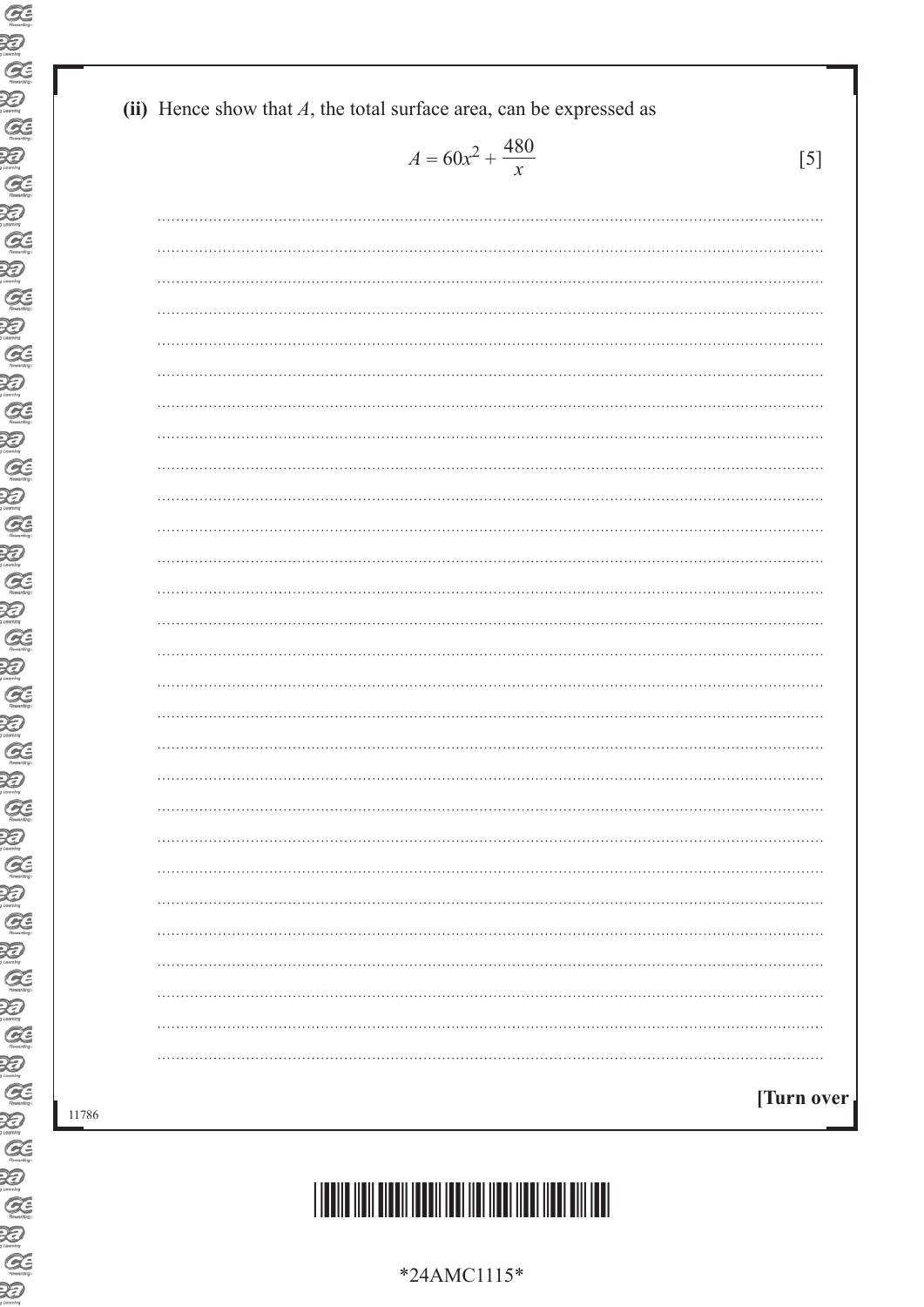(ii) Hence show that $A$, the total surface area, can be expressed as

$$A = 60x^2 + \frac{480}{x}$$ [5]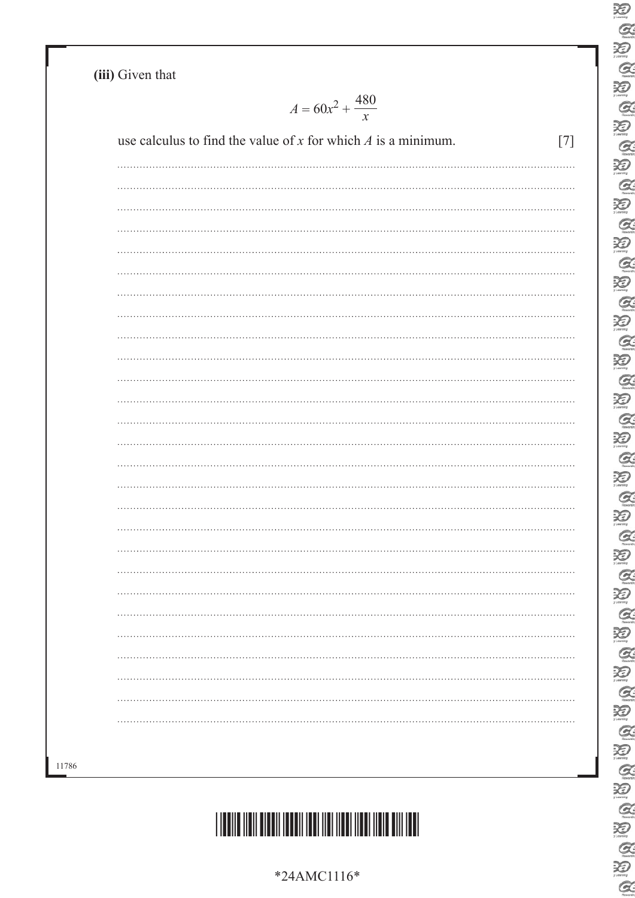**(iii)** Given that

$$A = 60x^2 + \frac{480}{x}$$

use calculus to find the value of $x$ for which $A$ is a minimum. [7]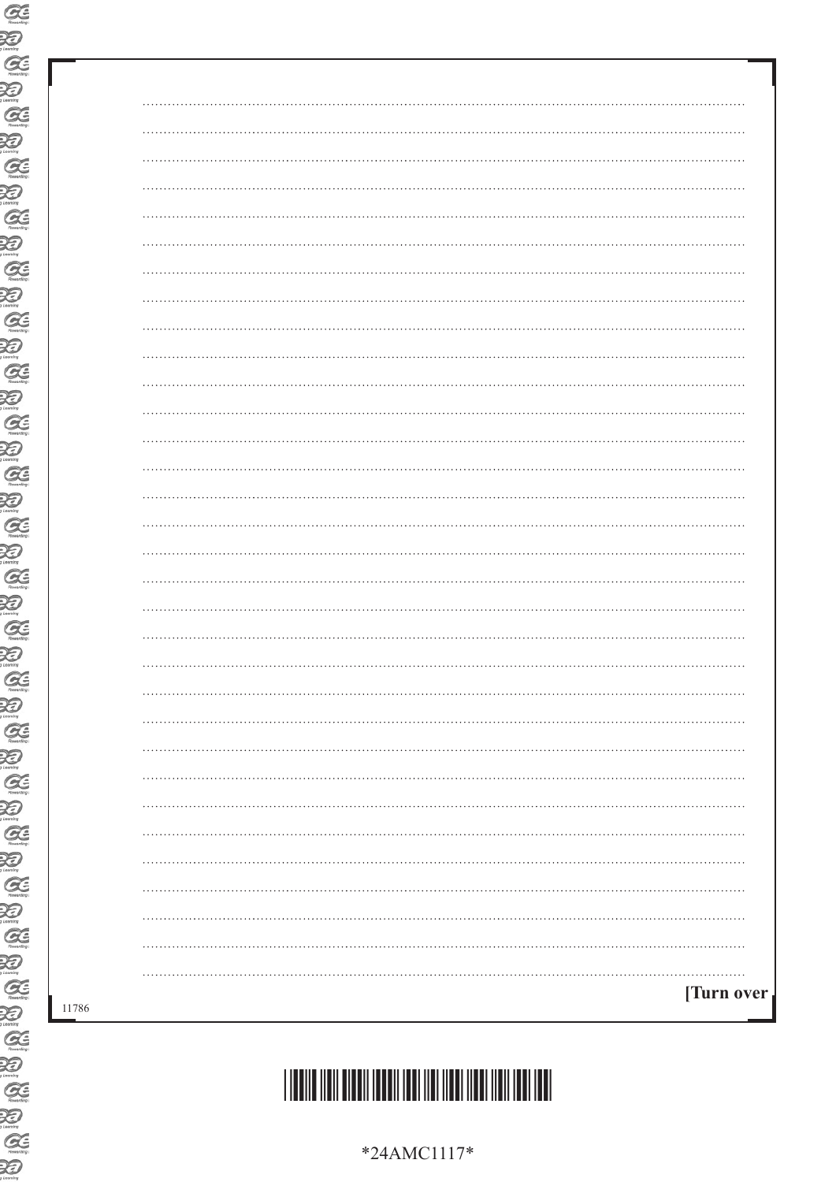[Turn over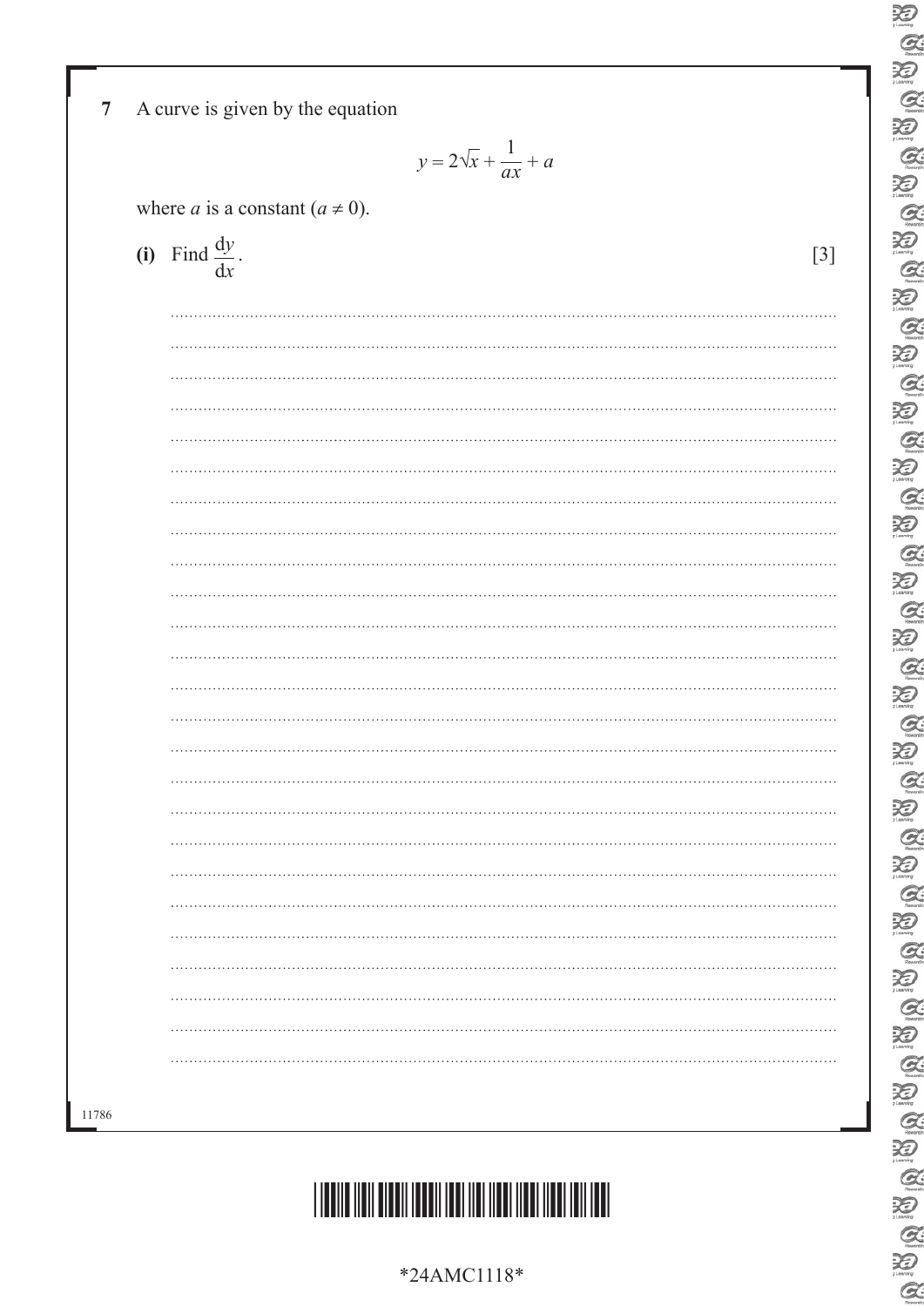**7** A curve is given by the equation

$$y = 2\sqrt{x} + \frac{1}{ax} + a$$

where $a$ is a constant ($a \neq 0$).

**(i)** Find $\frac{dy}{dx}$. [3]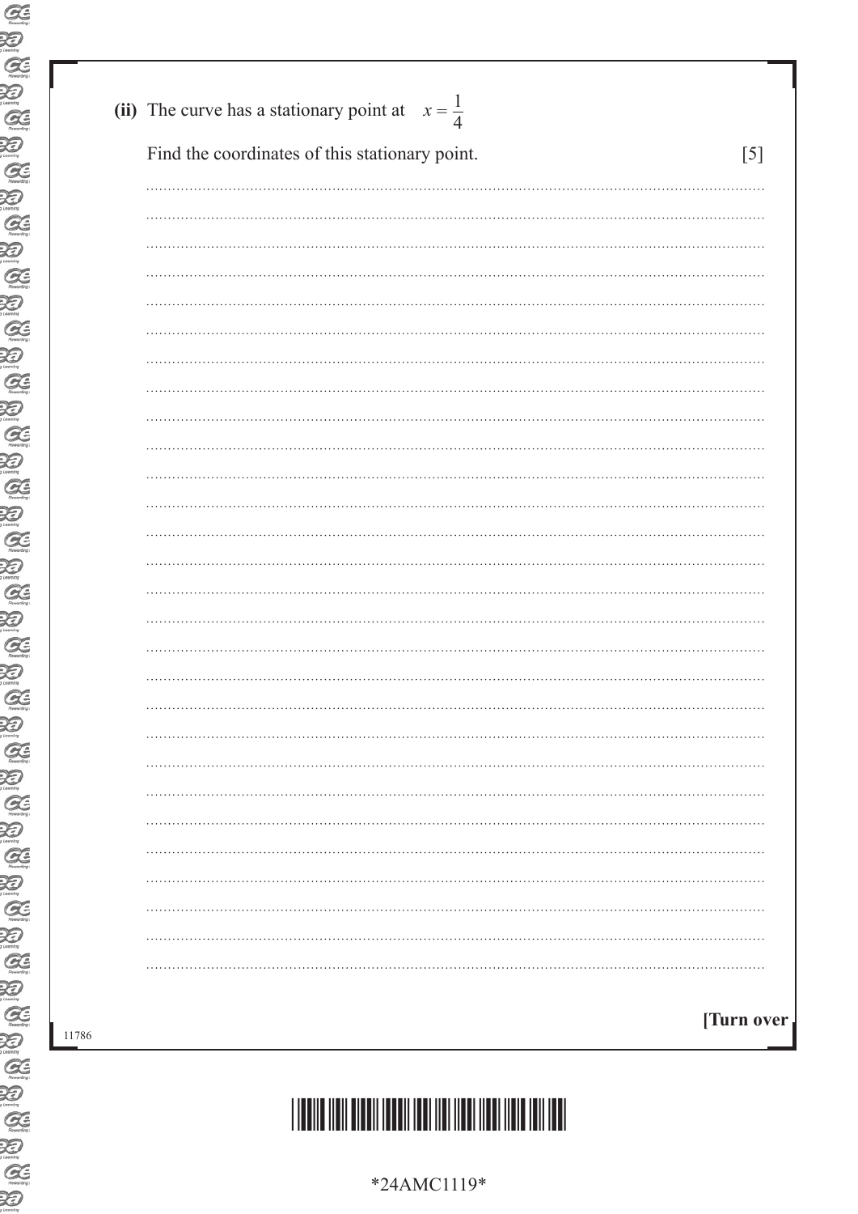(ii) The curve has a stationary point at $x = \frac{1}{4}$

Find the coordinates of this stationary point. [5]

[Turn over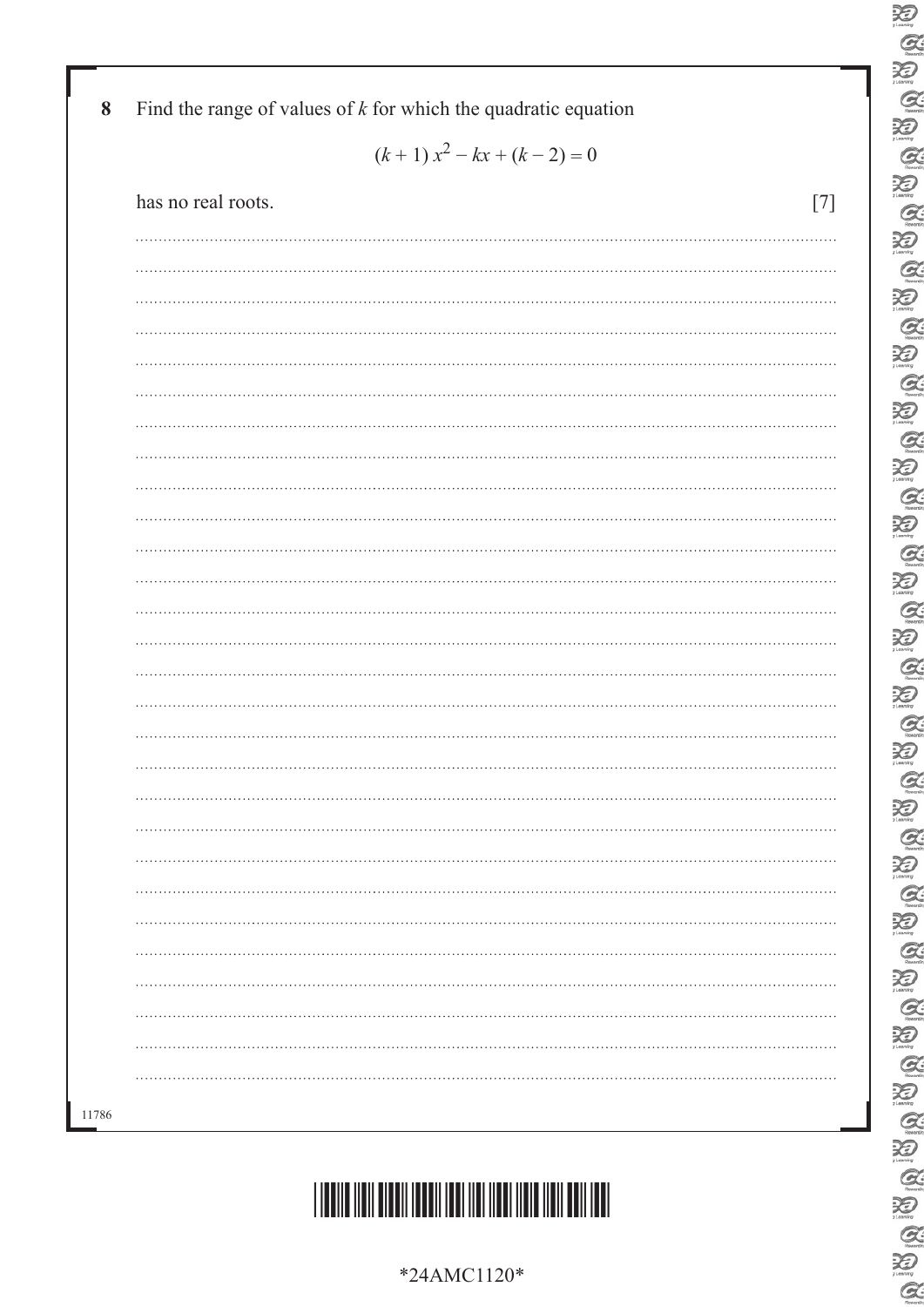**8** Find the range of values of $k$ for which the quadratic equation

$$(k+1)x^2 - kx + (k-2) = 0$$

has no real roots. [7]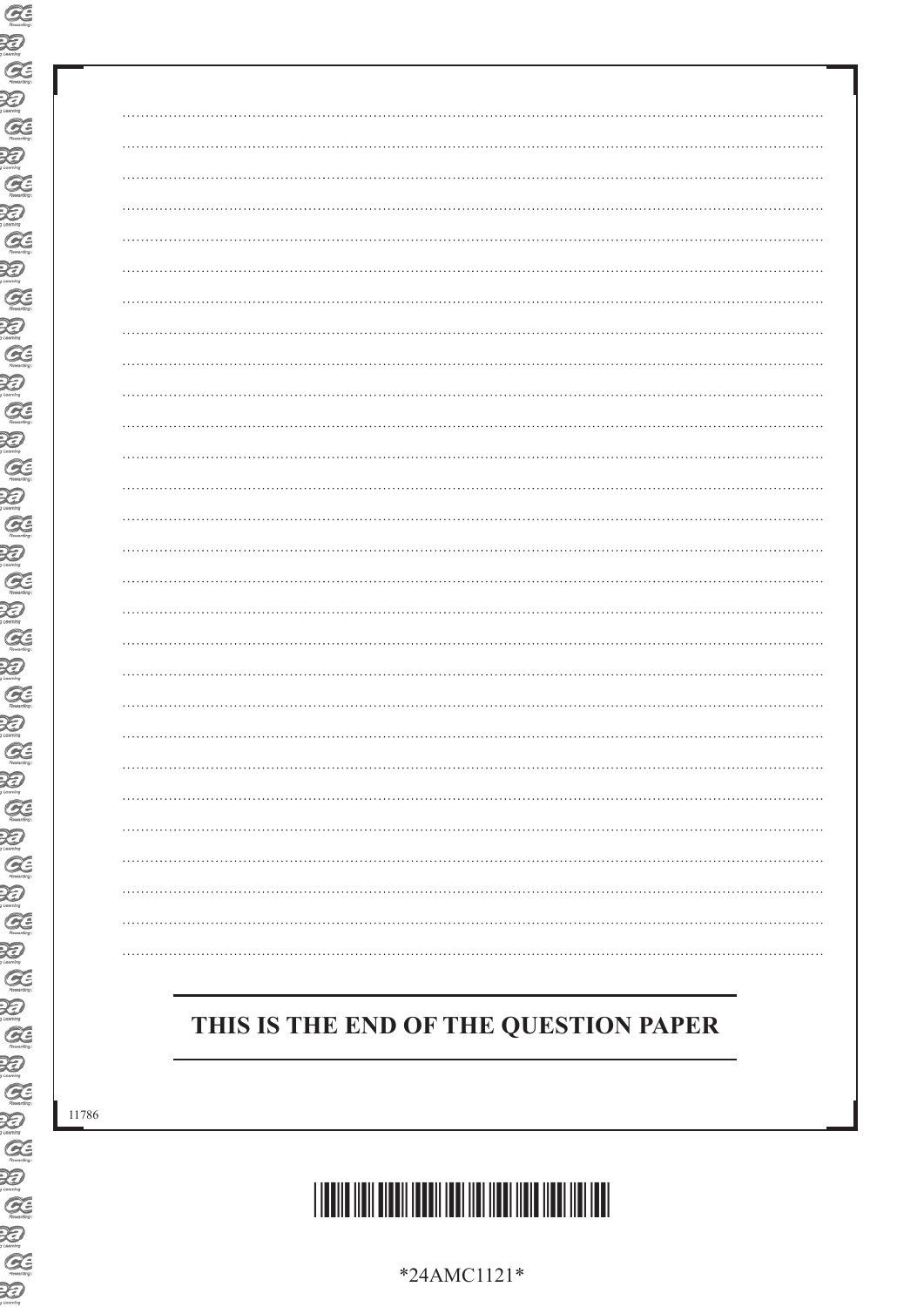**THIS IS THE END OF THE QUESTION PAPER**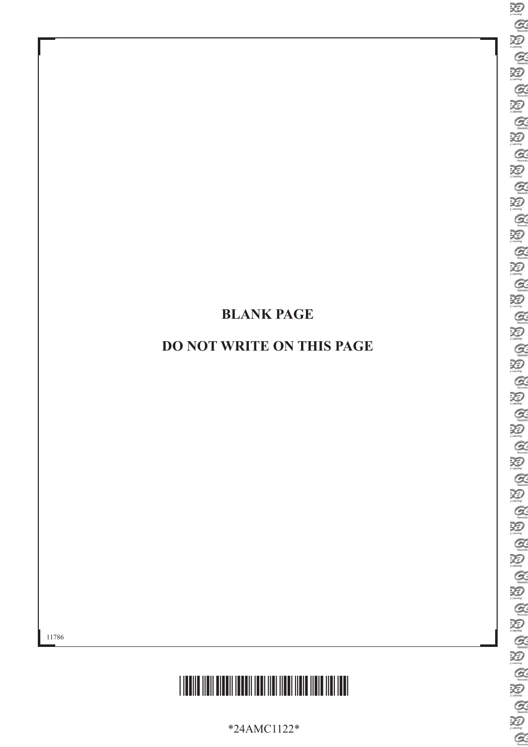**BLANK PAGE**

**DO NOT WRITE ON THIS PAGE**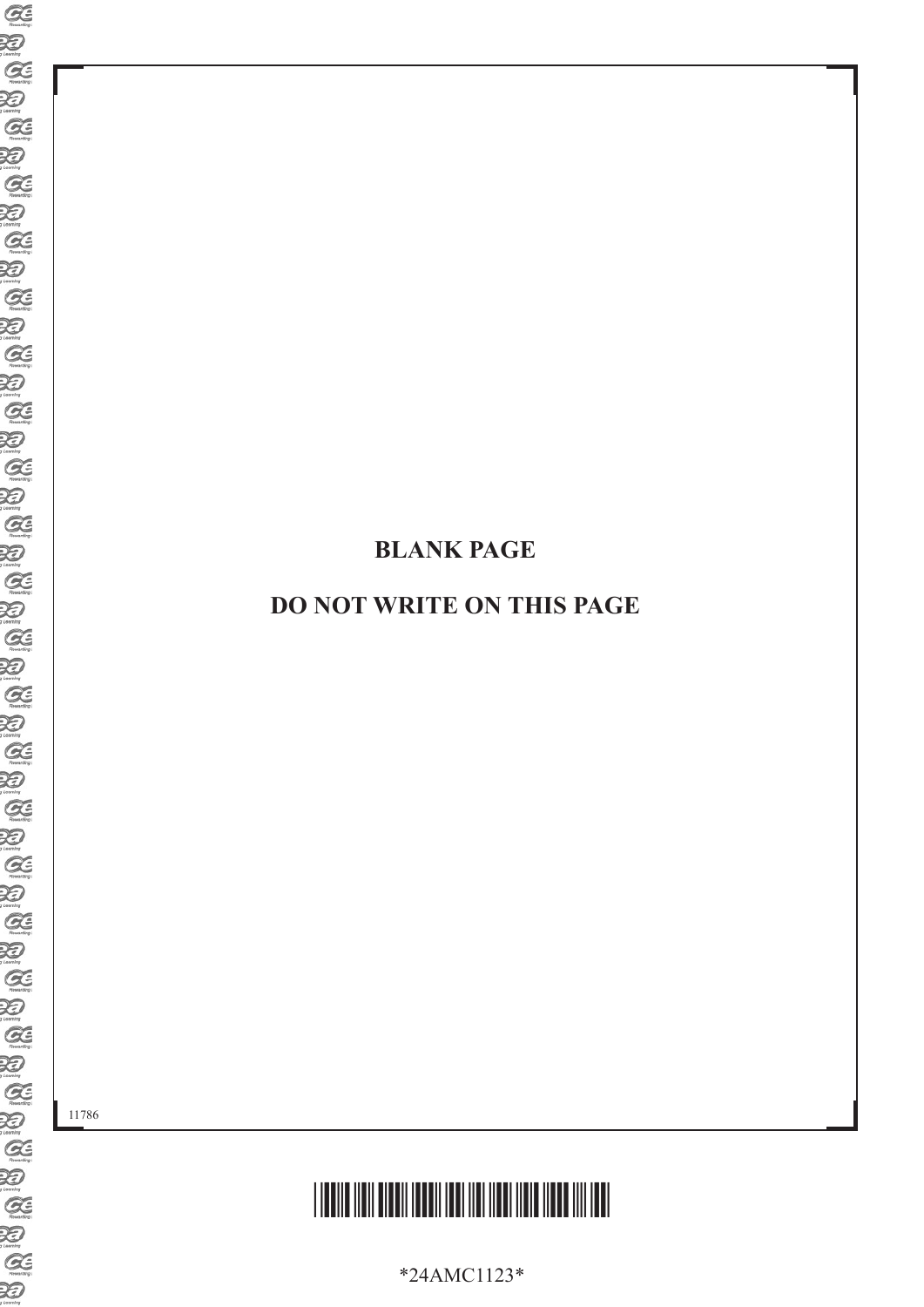**BLANK PAGE**

**DO NOT WRITE ON THIS PAGE**

11786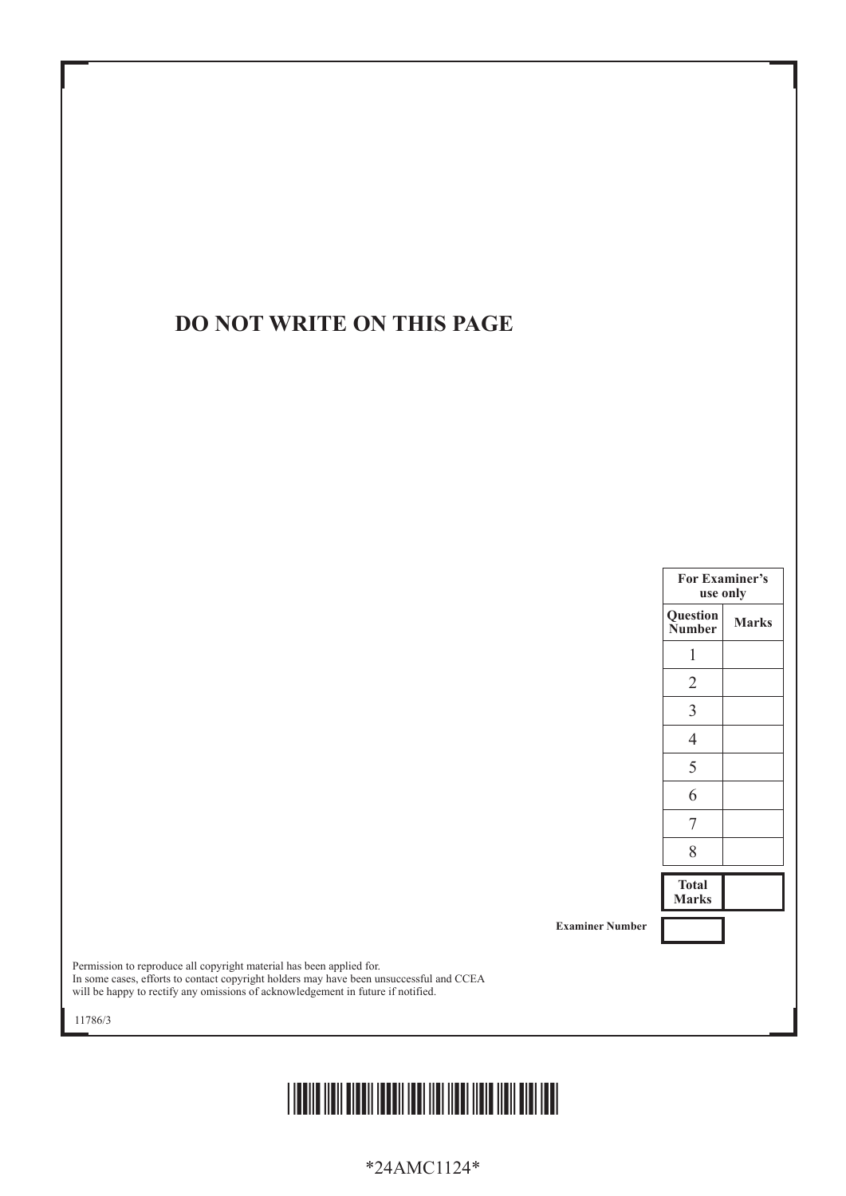# DO NOT WRITE ON THIS PAGE

| For Examiner's use only | |
|---|---|
| Question Number | Marks |
| 1 | |
| 2 | |
| 3 | |
| 4 | |
| 5 | |
| 6 | |
| 7 | |
| 8 | |
| Total Marks | |

Examiner Number

Permission to reproduce all copyright material has been applied for.
In some cases, efforts to contact copyright holders may have been unsuccessful and CCEA will be happy to rectify any omissions of acknowledgement in future if notified.

11786/3

*24AMC1124*